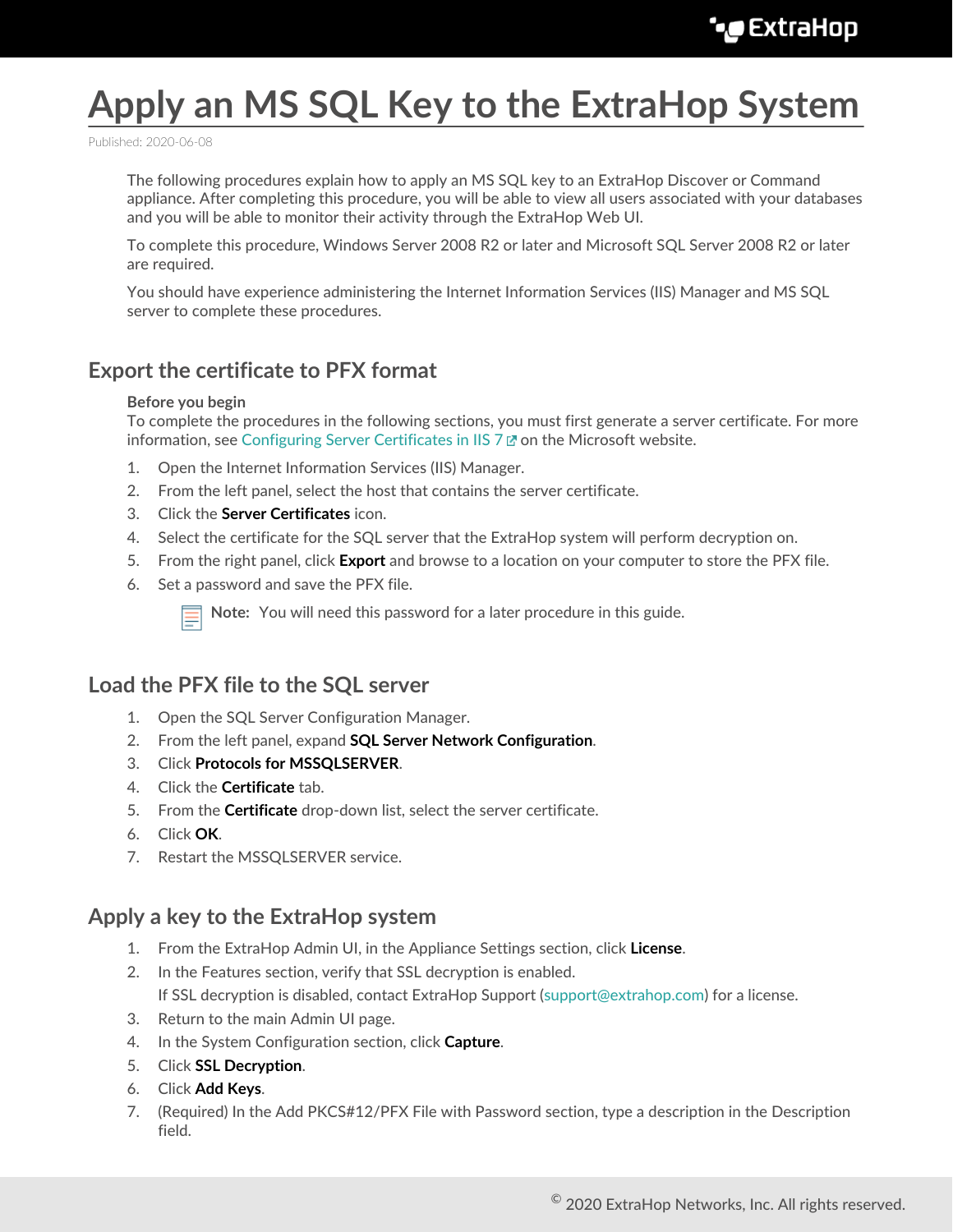# Apply an MS SQL Key to the ExtraHop System

Published: 2020-06-08

The following procedures explain how to apply an MS SQL key to an ExtraHop Discover or Command appliance. After completing this procedure, you will be able to view all users associated with your databases and you will be able to monitor their activity through the ExtraHop Web UI.

To complete this procedure, Windows Server 2008 R2 or later and Microsoft SQL Server 2008 R2 or later are required.

You should have experience administering the Internet Information Services (IIS) Manager and MS SQL server to complete these procedures.

## Export the certificate to PFX format

**Before you begin**

To complete the procedures in the following sections, you must first generate a server certificate. For more information, see Configuring Server Certificates in IIS 7 on the Microsoft website.

1. Open the Internet Information Services (IIS) Manager.
2. From the left panel, select the host that contains the server certificate.
3. Click the **Server Certificates** icon.
4. Select the certificate for the SQL server that the ExtraHop system will perform decryption on.
5. From the right panel, click **Export** and browse to a location on your computer to store the PFX file.
6. Set a password and save the PFX file.

   **Note:** You will need this password for a later procedure in this guide.

## Load the PFX file to the SQL server

1. Open the SQL Server Configuration Manager.
2. From the left panel, expand **SQL Server Network Configuration**.
3. Click **Protocols for MSSQLSERVER**.
4. Click the **Certificate** tab.
5. From the **Certificate** drop-down list, select the server certificate.
6. Click **OK**.
7. Restart the MSSQLSERVER service.

## Apply a key to the ExtraHop system

1. From the ExtraHop Admin UI, in the Appliance Settings section, click **License**.
2. In the Features section, verify that SSL decryption is enabled.

   If SSL decryption is disabled, contact ExtraHop Support (support@extrahop.com) for a license.
3. Return to the main Admin UI page.
4. In the System Configuration section, click **Capture**.
5. Click **SSL Decryption**.
6. Click **Add Keys**.
7. (Required) In the Add PKCS#12/PFX File with Password section, type a description in the Description field.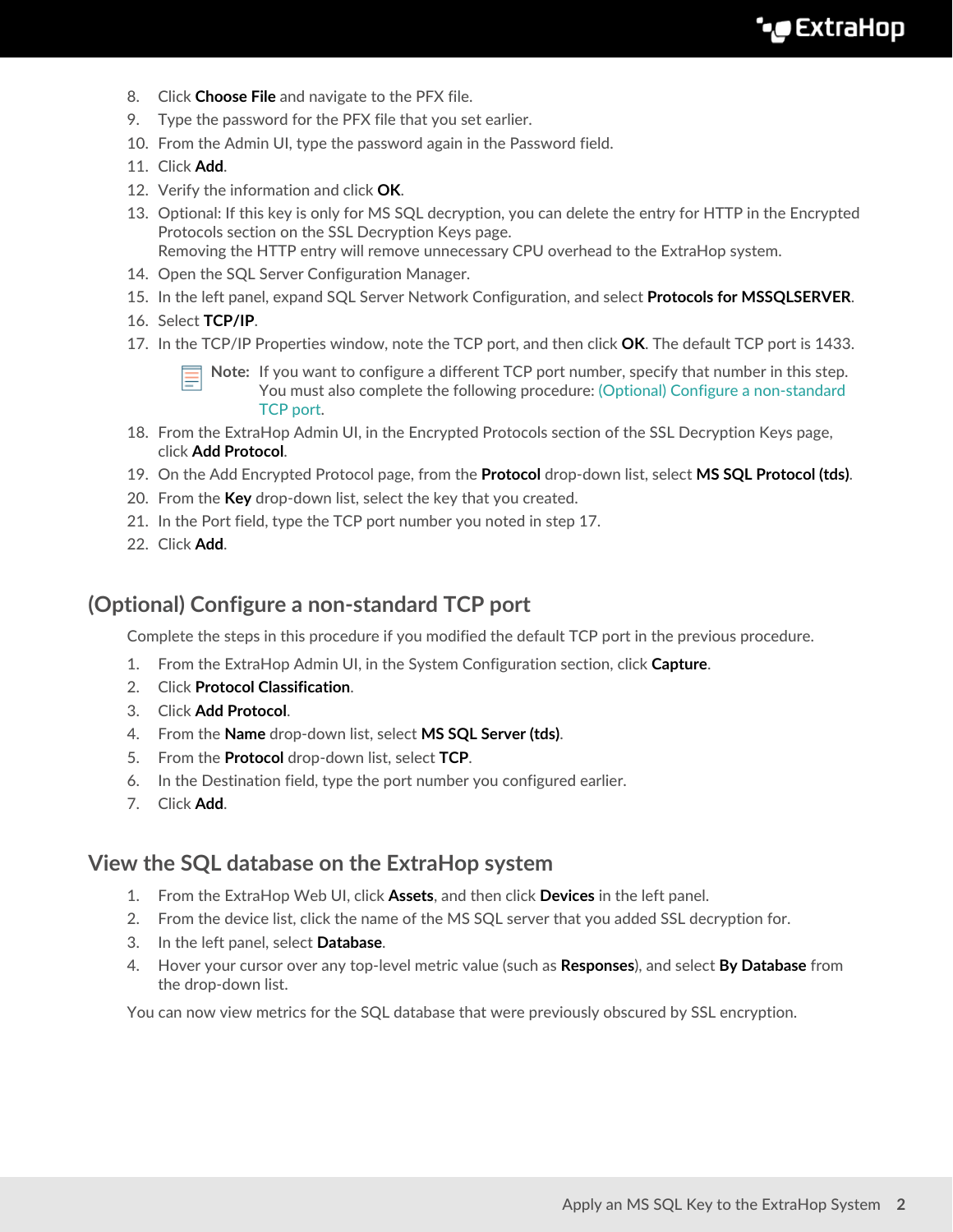8. Click **Choose File** and navigate to the PFX file.
9. Type the password for the PFX file that you set earlier.
10. From the Admin UI, type the password again in the Password field.
11. Click **Add**.
12. Verify the information and click **OK**.
13. Optional: If this key is only for MS SQL decryption, you can delete the entry for HTTP in the Encrypted Protocols section on the SSL Decryption Keys page.
    Removing the HTTP entry will remove unnecessary CPU overhead to the ExtraHop system.
14. Open the SQL Server Configuration Manager.
15. In the left panel, expand SQL Server Network Configuration, and select **Protocols for MSSQLSERVER**.
16. Select **TCP/IP**.
17. In the TCP/IP Properties window, note the TCP port, and then click **OK**. The default TCP port is 1433.

    **Note:** If you want to configure a different TCP port number, specify that number in this step. You must also complete the following procedure: (Optional) Configure a non-standard TCP port.
18. From the ExtraHop Admin UI, in the Encrypted Protocols section of the SSL Decryption Keys page, click **Add Protocol**.
19. On the Add Encrypted Protocol page, from the **Protocol** drop-down list, select **MS SQL Protocol (tds)**.
20. From the **Key** drop-down list, select the key that you created.
21. In the Port field, type the TCP port number you noted in step 17.
22. Click **Add**.

## (Optional) Configure a non-standard TCP port

Complete the steps in this procedure if you modified the default TCP port in the previous procedure.

1. From the ExtraHop Admin UI, in the System Configuration section, click **Capture**.
2. Click **Protocol Classification**.
3. Click **Add Protocol**.
4. From the **Name** drop-down list, select **MS SQL Server (tds)**.
5. From the **Protocol** drop-down list, select **TCP**.
6. In the Destination field, type the port number you configured earlier.
7. Click **Add**.

## View the SQL database on the ExtraHop system

1. From the ExtraHop Web UI, click **Assets**, and then click **Devices** in the left panel.
2. From the device list, click the name of the MS SQL server that you added SSL decryption for.
3. In the left panel, select **Database**.
4. Hover your cursor over any top-level metric value (such as **Responses**), and select **By Database** from the drop-down list.

You can now view metrics for the SQL database that were previously obscured by SSL encryption.